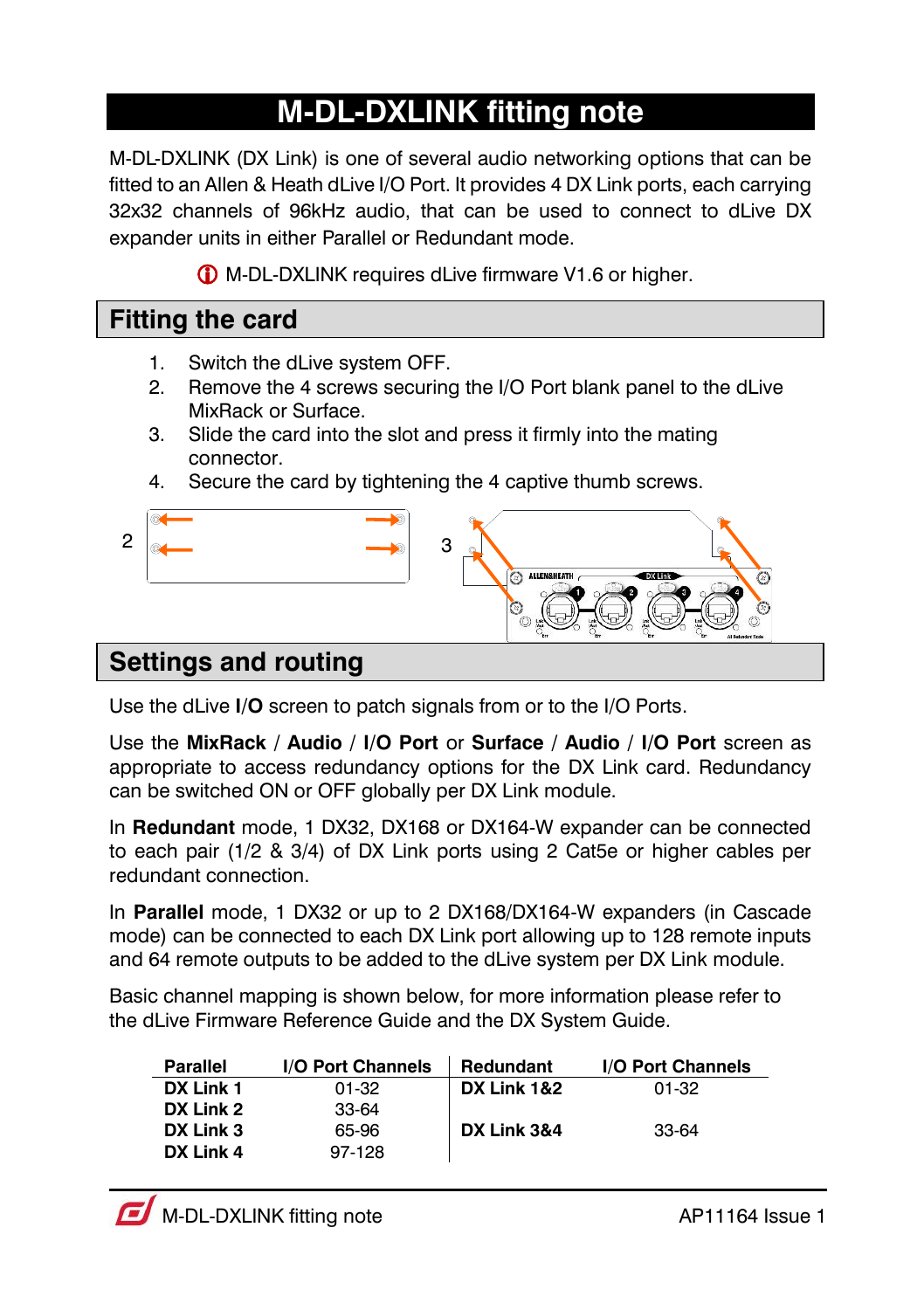# M-DL-DXLINK fitting note

M-DL-DXLINK (DX Link) is one of several audio networking options that can be fitted to an Allen & Heath dLive I/O Port. It provides 4 DX Link ports, each carrying 32x32 channels of 96kHz audio, that can be used to connect to dLive DX expander units in either Parallel or Redundant mode.

ⓘ M-DL-DXLINK requires dLive firmware V1.6 or higher.

## Fitting the card

1. Switch the dLive system OFF.
2. Remove the 4 screws securing the I/O Port blank panel to the dLive MixRack or Surface.
3. Slide the card into the slot and press it firmly into the mating connector.
4. Secure the card by tightening the 4 captive thumb screws.

## Settings and routing

Use the dLive **I/O** screen to patch signals from or to the I/O Ports.

Use the **MixRack** / **Audio** / **I/O Port** or **Surface** / **Audio** / **I/O Port** screen as appropriate to access redundancy options for the DX Link card. Redundancy can be switched ON or OFF globally per DX Link module.

In **Redundant** mode, 1 DX32, DX168 or DX164-W expander can be connected to each pair (1/2 & 3/4) of DX Link ports using 2 Cat5e or higher cables per redundant connection.

In **Parallel** mode, 1 DX32 or up to 2 DX168/DX164-W expanders (in Cascade mode) can be connected to each DX Link port allowing up to 128 remote inputs and 64 remote outputs to be added to the dLive system per DX Link module.

Basic channel mapping is shown below, for more information please refer to the dLive Firmware Reference Guide and the DX System Guide.

| Parallel | I/O Port Channels | Redundant | I/O Port Channels |
|---|---|---|---|
| **DX Link 1** | 01-32 | **DX Link 1&2** | 01-32 |
| **DX Link 2** | 33-64 | | |
| **DX Link 3** | 65-96 | **DX Link 3&4** | 33-64 |
| **DX Link 4** | 97-128 | | |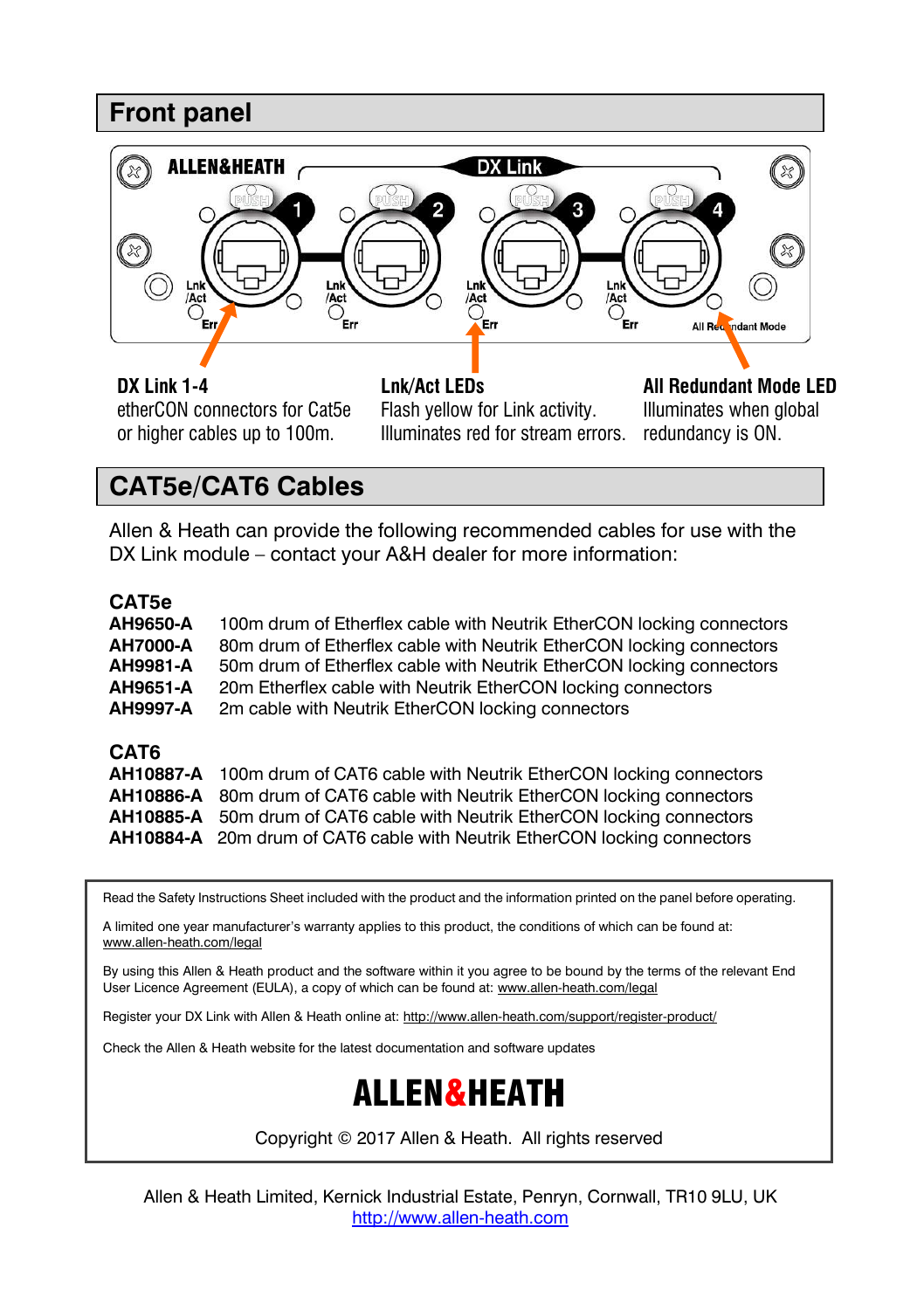## Front panel

**DX Link 1-4**
etherCON connectors for Cat5e or higher cables up to 100m.

**Lnk/Act LEDs**
Flash yellow for Link activity. Illuminates red for stream errors.

**All Redundant Mode LED**
Illuminates when global redundancy is ON.

## CAT5e/CAT6 Cables

Allen & Heath can provide the following recommended cables for use with the DX Link module – contact your A&H dealer for more information:

### CAT5e

| | |
|---|---|
| **AH9650-A** | 100m drum of Etherflex cable with Neutrik EtherCON locking connectors |
| **AH7000-A** | 80m drum of Etherflex cable with Neutrik EtherCON locking connectors |
| **AH9981-A** | 50m drum of Etherflex cable with Neutrik EtherCON locking connectors |
| **AH9651-A** | 20m Etherflex cable with Neutrik EtherCON locking connectors |
| **AH9997-A** | 2m cable with Neutrik EtherCON locking connectors |

### CAT6

| | |
|---|---|
| **AH10887-A** | 100m drum of CAT6 cable with Neutrik EtherCON locking connectors |
| **AH10886-A** | 80m drum of CAT6 cable with Neutrik EtherCON locking connectors |
| **AH10885-A** | 50m drum of CAT6 cable with Neutrik EtherCON locking connectors |
| **AH10884-A** | 20m drum of CAT6 cable with Neutrik EtherCON locking connectors |

Read the Safety Instructions Sheet included with the product and the information printed on the panel before operating.

A limited one year manufacturer's warranty applies to this product, the conditions of which can be found at: www.allen-heath.com/legal

By using this Allen & Heath product and the software within it you agree to be bound by the terms of the relevant End User Licence Agreement (EULA), a copy of which can be found at: www.allen-heath.com/legal

Register your DX Link with Allen & Heath online at: http://www.allen-heath.com/support/register-product/

Check the Allen & Heath website for the latest documentation and software updates

**ALLEN&HEATH**

Copyright © 2017 Allen & Heath. All rights reserved

Allen & Heath Limited, Kernick Industrial Estate, Penryn, Cornwall, TR10 9LU, UK
http://www.allen-heath.com